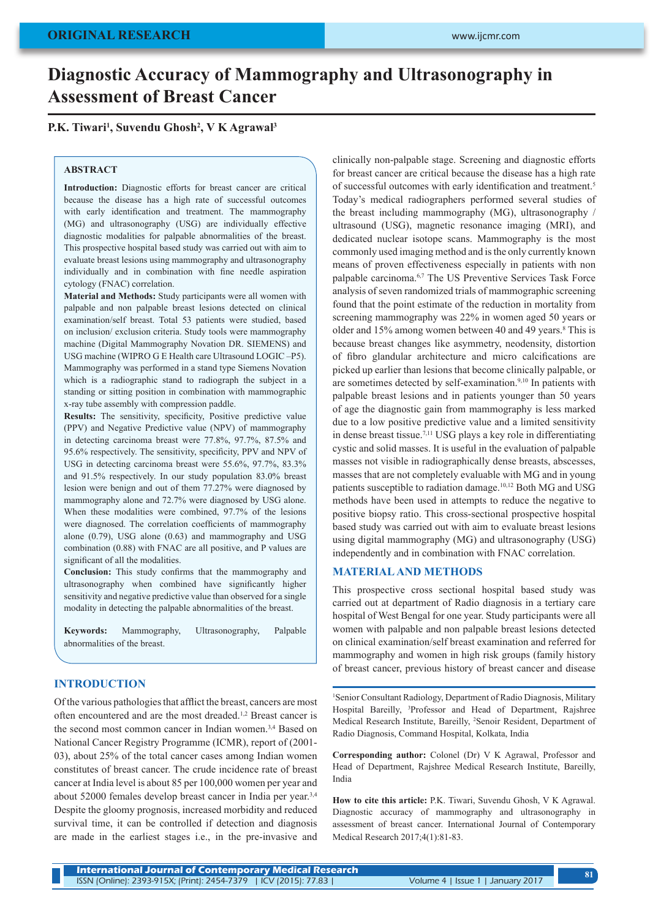ORIGINAL RESEARCH

# Diagnostic Accuracy of Mammography and Ultrasonography in Assessment of Breast Cancer

**P.K. Tiwari[1], Suvendu Ghosh[2], V K Agrawal[3]**

## ABSTRACT

**Introduction:** Diagnostic efforts for breast cancer are critical because the disease has a high rate of successful outcomes with early identification and treatment. The mammography (MG) and ultrasonography (USG) are individually effective diagnostic modalities for palpable abnormalities of the breast. This prospective hospital based study was carried out with aim to evaluate breast lesions using mammography and ultrasonography individually and in combination with fine needle aspiration cytology (FNAC) correlation.

**Material and Methods:** Study participants were all women with palpable and non palpable breast lesions detected on clinical examination/self breast. Total 53 patients were studied, based on inclusion/ exclusion criteria. Study tools were mammography machine (Digital Mammography Novation DR. SIEMENS) and USG machine (WIPRO G E Health care Ultrasound LOGIC –P5). Mammography was performed in a stand type Siemens Novation which is a radiographic stand to radiograph the subject in a standing or sitting position in combination with mammographic x-ray tube assembly with compression paddle.

**Results:** The sensitivity, specificity, Positive predictive value (PPV) and Negative Predictive value (NPV) of mammography in detecting carcinoma breast were 77.8%, 97.7%, 87.5% and 95.6% respectively. The sensitivity, specificity, PPV and NPV of USG in detecting carcinoma breast were 55.6%, 97.7%, 83.3% and 91.5% respectively. In our study population 83.0% breast lesion were benign and out of them 77.27% were diagnosed by mammography alone and 72.7% were diagnosed by USG alone. When these modalities were combined, 97.7% of the lesions were diagnosed. The correlation coefficients of mammography alone (0.79), USG alone (0.63) and mammography and USG combination (0.88) with FNAC are all positive, and P values are significant of all the modalities.

**Conclusion:** This study confirms that the mammography and ultrasonography when combined have significantly higher sensitivity and negative predictive value than observed for a single modality in detecting the palpable abnormalities of the breast.

**Keywords:** Mammography, Ultrasonography, Palpable abnormalities of the breast.

## INTRODUCTION

Of the various pathologies that afflict the breast, cancers are most often encountered and are the most dreaded.[1,2] Breast cancer is the second most common cancer in Indian women.[3,4] Based on National Cancer Registry Programme (ICMR), report of (2001-03), about 25% of the total cancer cases among Indian women constitutes of breast cancer. The crude incidence rate of breast cancer at India level is about 85 per 100,000 women per year and about 52000 females develop breast cancer in India per year.[3,4] Despite the gloomy prognosis, increased morbidity and reduced survival time, it can be controlled if detection and diagnosis are made in the earliest stages i.e., in the pre-invasive and clinically non-palpable stage. Screening and diagnostic efforts for breast cancer are critical because the disease has a high rate of successful outcomes with early identification and treatment.[5] Today's medical radiographers performed several studies of the breast including mammography (MG), ultrasonography / ultrasound (USG), magnetic resonance imaging (MRI), and dedicated nuclear isotope scans. Mammography is the most commonly used imaging method and is the only currently known means of proven effectiveness especially in patients with non palpable carcinoma.[6,7] The US Preventive Services Task Force analysis of seven randomized trials of mammographic screening found that the point estimate of the reduction in mortality from screening mammography was 22% in women aged 50 years or older and 15% among women between 40 and 49 years.[8] This is because breast changes like asymmetry, neodensity, distortion of fibro glandular architecture and micro calcifications are picked up earlier than lesions that become clinically palpable, or are sometimes detected by self-examination.[9,10] In patients with palpable breast lesions and in patients younger than 50 years of age the diagnostic gain from mammography is less marked due to a low positive predictive value and a limited sensitivity in dense breast tissue.[7,11] USG plays a key role in differentiating cystic and solid masses. It is useful in the evaluation of palpable masses not visible in radiographically dense breasts, abscesses, masses that are not completely evaluable with MG and in young patients susceptible to radiation damage.[10,12] Both MG and USG methods have been used in attempts to reduce the negative to positive biopsy ratio. This cross-sectional prospective hospital based study was carried out with aim to evaluate breast lesions using digital mammography (MG) and ultrasonography (USG) independently and in combination with FNAC correlation.

## MATERIAL AND METHODS

This prospective cross sectional hospital based study was carried out at department of Radio diagnosis in a tertiary care hospital of West Bengal for one year. Study participants were all women with palpable and non palpable breast lesions detected on clinical examination/self breast examination and referred for mammography and women in high risk groups (family history of breast cancer, previous history of breast cancer and disease

[1]Senior Consultant Radiology, Department of Radio Diagnosis, Military Hospital Bareilly, [3]Professor and Head of Department, Rajshree Medical Research Institute, Bareilly, [2]Senoir Resident, Department of Radio Diagnosis, Command Hospital, Kolkata, India

**Corresponding author:** Colonel (Dr) V K Agrawal, Professor and Head of Department, Rajshree Medical Research Institute, Bareilly, India

**How to cite this article:** P.K. Tiwari, Suvendu Ghosh, V K Agrawal. Diagnostic accuracy of mammography and ultrasonography in assessment of breast cancer. International Journal of Contemporary Medical Research 2017;4(1):81-83.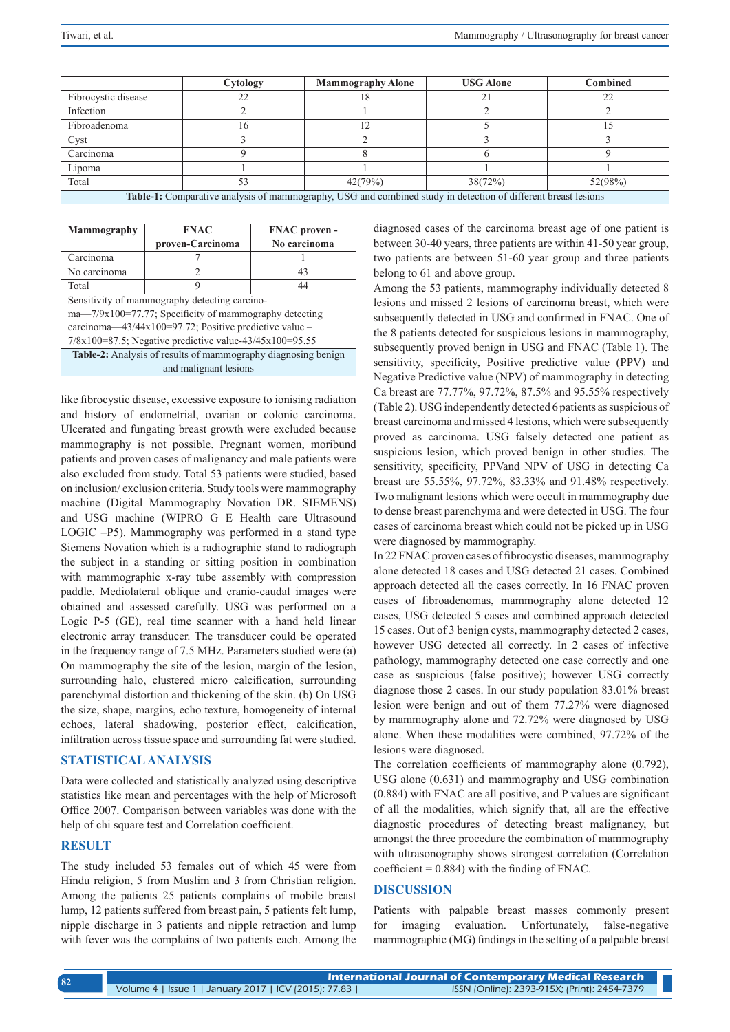|  | Cytology | Mammography Alone | USG Alone | Combined |
|---|---|---|---|---|
| Fibrocystic disease | 22 | 18 | 21 | 22 |
| Infection | 2 | 1 | 2 | 2 |
| Fibroadenoma | 16 | 12 | 5 | 15 |
| Cyst | 3 | 2 | 3 | 3 |
| Carcinoma | 9 | 8 | 6 | 9 |
| Lipoma | 1 | 1 | 1 | 1 |
| Total | 53 | 42(79%) | 38(72%) | 52(98%) |

**Table-1:** Comparative analysis of mammography, USG and combined study in detection of different breast lesions

| Mammography | FNAC proven-Carcinoma | FNAC proven - No carcinoma |
|---|---|---|
| Carcinoma | 7 | 1 |
| No carcinoma | 2 | 43 |
| Total | 9 | 44 |

Sensitivity of mammography detecting carcinoma—7/9x100=77.77; Specificity of mammography detecting carcinoma—43/44x100=97.72; Positive predictive value – 7/8x100=87.5; Negative predictive value-43/45x100=95.55

**Table-2:** Analysis of results of mammography diagnosing benign and malignant lesions

like fibrocystic disease, excessive exposure to ionising radiation and history of endometrial, ovarian or colonic carcinoma. Ulcerated and fungating breast growth were excluded because mammography is not possible. Pregnant women, moribund patients and proven cases of malignancy and male patients were also excluded from study. Total 53 patients were studied, based on inclusion/ exclusion criteria. Study tools were mammography machine (Digital Mammography Novation DR. SIEMENS) and USG machine (WIPRO G E Health care Ultrasound LOGIC –P5). Mammography was performed in a stand type Siemens Novation which is a radiographic stand to radiograph the subject in a standing or sitting position in combination with mammographic x-ray tube assembly with compression paddle. Mediolateral oblique and cranio-caudal images were obtained and assessed carefully. USG was performed on a Logic P-5 (GE), real time scanner with a hand held linear electronic array transducer. The transducer could be operated in the frequency range of 7.5 MHz. Parameters studied were (a) On mammography the site of the lesion, margin of the lesion, surrounding halo, clustered micro calcification, surrounding parenchymal distortion and thickening of the skin. (b) On USG the size, shape, margins, echo texture, homogeneity of internal echoes, lateral shadowing, posterior effect, calcification, infiltration across tissue space and surrounding fat were studied.

## STATISTICAL ANALYSIS

Data were collected and statistically analyzed using descriptive statistics like mean and percentages with the help of Microsoft Office 2007. Comparison between variables was done with the help of chi square test and Correlation coefficient.

## RESULT

The study included 53 females out of which 45 were from Hindu religion, 5 from Muslim and 3 from Christian religion. Among the patients 25 patients complains of mobile breast lump, 12 patients suffered from breast pain, 5 patients felt lump, nipple discharge in 3 patients and nipple retraction and lump with fever was the complains of two patients each. Among the diagnosed cases of the carcinoma breast age of one patient is between 30-40 years, three patients are within 41-50 year group, two patients are between 51-60 year group and three patients belong to 61 and above group.

Among the 53 patients, mammography individually detected 8 lesions and missed 2 lesions of carcinoma breast, which were subsequently detected in USG and confirmed in FNAC. One of the 8 patients detected for suspicious lesions in mammography, subsequently proved benign in USG and FNAC (Table 1). The sensitivity, specificity, Positive predictive value (PPV) and Negative Predictive value (NPV) of mammography in detecting Ca breast are 77.77%, 97.72%, 87.5% and 95.55% respectively (Table 2). USG independently detected 6 patients as suspicious of breast carcinoma and missed 4 lesions, which were subsequently proved as carcinoma. USG falsely detected one patient as suspicious lesion, which proved benign in other studies. The sensitivity, specificity, PPVand NPV of USG in detecting Ca breast are 55.55%, 97.72%, 83.33% and 91.48% respectively. Two malignant lesions which were occult in mammography due to dense breast parenchyma and were detected in USG. The four cases of carcinoma breast which could not be picked up in USG were diagnosed by mammography.

In 22 FNAC proven cases of fibrocystic diseases, mammography alone detected 18 cases and USG detected 21 cases. Combined approach detected all the cases correctly. In 16 FNAC proven cases of fibroadenomas, mammography alone detected 12 cases, USG detected 5 cases and combined approach detected 15 cases. Out of 3 benign cysts, mammography detected 2 cases, however USG detected all correctly. In 2 cases of infective pathology, mammography detected one case correctly and one case as suspicious (false positive); however USG correctly diagnose those 2 cases. In our study population 83.01% breast lesion were benign and out of them 77.27% were diagnosed by mammography alone and 72.72% were diagnosed by USG alone. When these modalities were combined, 97.72% of the lesions were diagnosed.

The correlation coefficients of mammography alone (0.792), USG alone (0.631) and mammography and USG combination (0.884) with FNAC are all positive, and P values are significant of all the modalities, which signify that, all are the effective diagnostic procedures of detecting breast malignancy, but amongst the three procedure the combination of mammography with ultrasonography shows strongest correlation (Correlation coefficient = 0.884) with the finding of FNAC.

## DISCUSSION

Patients with palpable breast masses commonly present for imaging evaluation. Unfortunately, false-negative mammographic (MG) findings in the setting of a palpable breast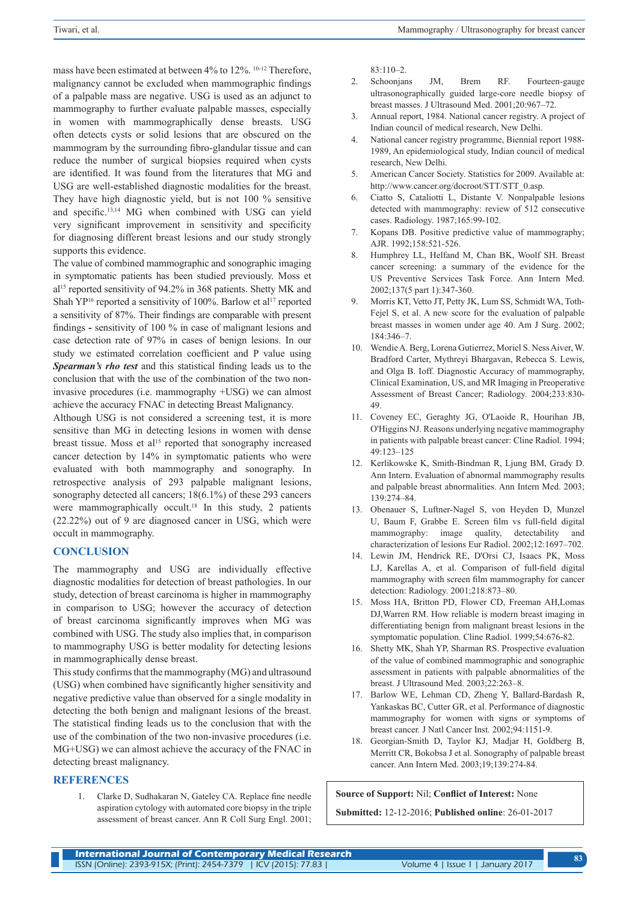mass have been estimated at between 4% to 12%.[10-12] Therefore, malignancy cannot be excluded when mammographic findings of a palpable mass are negative. USG is used as an adjunct to mammography to further evaluate palpable masses, especially in women with mammographically dense breasts. USG often detects cysts or solid lesions that are obscured on the mammogram by the surrounding fibro-glandular tissue and can reduce the number of surgical biopsies required when cysts are identified. It was found from the literatures that MG and USG are well-established diagnostic modalities for the breast. They have high diagnostic yield, but is not 100 % sensitive and specific.[13,14] MG when combined with USG can yield very significant improvement in sensitivity and specificity for diagnosing different breast lesions and our study strongly supports this evidence.

The value of combined mammographic and sonographic imaging in symptomatic patients has been studied previously. Moss et al[15] reported sensitivity of 94.2% in 368 patients. Shetty MK and Shah YP[16] reported a sensitivity of 100%. Barlow et al[17] reported a sensitivity of 87%. Their findings are comparable with present findings **-** sensitivity of 100 % in case of malignant lesions and case detection rate of 97% in cases of benign lesions. In our study we estimated correlation coefficient and P value using ***Spearman's rho test*** and this statistical finding leads us to the conclusion that with the use of the combination of the two non-invasive procedures (i.e. mammography +USG) we can almost achieve the accuracy FNAC in detecting Breast Malignancy.

Although USG is not considered a screening test, it is more sensitive than MG in detecting lesions in women with dense breast tissue. Moss et al[15] reported that sonography increased cancer detection by 14% in symptomatic patients who were evaluated with both mammography and sonography. In retrospective analysis of 293 palpable malignant lesions, sonography detected all cancers; 18(6.1%) of these 293 cancers were mammographically occult.[18] In this study, 2 patients (22.22%) out of 9 are diagnosed cancer in USG, which were occult in mammography.

## CONCLUSION

The mammography and USG are individually effective diagnostic modalities for detection of breast pathologies. In our study, detection of breast carcinoma is higher in mammography in comparison to USG; however the accuracy of detection of breast carcinoma significantly improves when MG was combined with USG. The study also implies that, in comparison to mammography USG is better modality for detecting lesions in mammographically dense breast.

This study confirms that the mammography (MG) and ultrasound (USG) when combined have significantly higher sensitivity and negative predictive value than observed for a single modality in detecting the both benign and malignant lesions of the breast. The statistical finding leads us to the conclusion that with the use of the combination of the two non-invasive procedures (i.e. MG+USG) we can almost achieve the accuracy of the FNAC in detecting breast malignancy.

## REFERENCES

1. Clarke D, Sudhakaran N, Gateley CA. Replace fine needle aspiration cytology with automated core biopsy in the triple assessment of breast cancer. Ann R Coll Surg Engl. 2001; 83:110–2.
2. Schoonjans JM, Brem RF. Fourteen-gauge ultrasonographically guided large-core needle biopsy of breast masses. J Ultrasound Med. 2001;20:967–72.
3. Annual report, 1984. National cancer registry. A project of Indian council of medical research, New Delhi.
4. National cancer registry programme, Biennial report 1988-1989, An epidemiological study, Indian council of medical research, New Delhi.
5. American Cancer Society. Statistics for 2009. Available at: http://www.cancer.org/docroot/STT/STT_0.asp.
6. Ciatto S, Cataliotti L, Distante V. Nonpalpable lesions detected with mammography: review of 512 consecutive cases. Radiology. 1987;165:99-102.
7. Kopans DB. Positive predictive value of mammography; AJR. 1992;158:521-526.
8. Humphrey LL, Helfand M, Chan BK, Woolf SH. Breast cancer screening: a summary of the evidence for the US Preventive Services Task Force. Ann Intern Med. 2002;137(5 part 1):347-360.
9. Morris KT, Vetto JT, Petty JK, Lum SS, Schmidt WA, Toth-Fejel S, et al. A new score for the evaluation of palpable breast masses in women under age 40. Am J Surg. 2002; 184:346–7.
10. Wendie A. Berg, Lorena Gutierrez, Moriel S. Ness Aiver, W. Bradford Carter, Mythreyi Bhargavan, Rebecca S. Lewis, and Olga B. Ioff. Diagnostic Accuracy of mammography, Clinical Examination, US, and MR Imaging in Preoperative Assessment of Breast Cancer; Radiology. 2004;233:830-49.
11. Coveney EC, Geraghty JG, O'Laoide R, Hourihan JB, O'Higgins NJ. Reasons underlying negative mammography in patients with palpable breast cancer: Cline Radiol. 1994; 49:123–125
12. Kerlikowske K, Smith-Bindman R, Ljung BM, Grady D. Ann Intern. Evaluation of abnormal mammography results and palpable breast abnormalities. Ann Intern Med. 2003; 139:274–84.
13. Obenauer S, Luftner-Nagel S, von Heyden D, Munzel U, Baum F, Grabbe E. Screen film vs full-field digital mammography: image quality, detectability and characterization of lesions Eur Radiol. 2002;12:1697–702.
14. Lewin JM, Hendrick RE, D'Orsi CJ, Isaacs PK, Moss LJ, Karellas A, et al. Comparison of full-field digital mammography with screen film mammography for cancer detection: Radiology. 2001;218:873–80.
15. Moss HA, Britton PD, Flower CD, Freeman AH,Lomas DJ,Warren RM. How reliable is modern breast imaging in differentiating benign from malignant breast lesions in the symptomatic population. Cline Radiol. 1999;54:676-82.
16. Shetty MK, Shah YP, Sharman RS. Prospective evaluation of the value of combined mammographic and sonographic assessment in patients with palpable abnormalities of the breast. J Ultrasound Med. 2003;22:263–8.
17. Barlow WE, Lehman CD, Zheng Y, Ballard-Bardash R, Yankaskas BC, Cutter GR, et al. Performance of diagnostic mammography for women with signs or symptoms of breast cancer. J Natl Cancer Inst. 2002;94:1151-9.
18. Georgian-Smith D, Taylor KJ, Madjar H, Goldberg B, Merritt CR, Bokobsa J et al. Sonography of palpable breast cancer. Ann Intern Med. 2003;19;139:274-84.

**Source of Support:** Nil; **Conflict of Interest:** None

**Submitted:** 12-12-2016; **Published online**: 26-01-2017